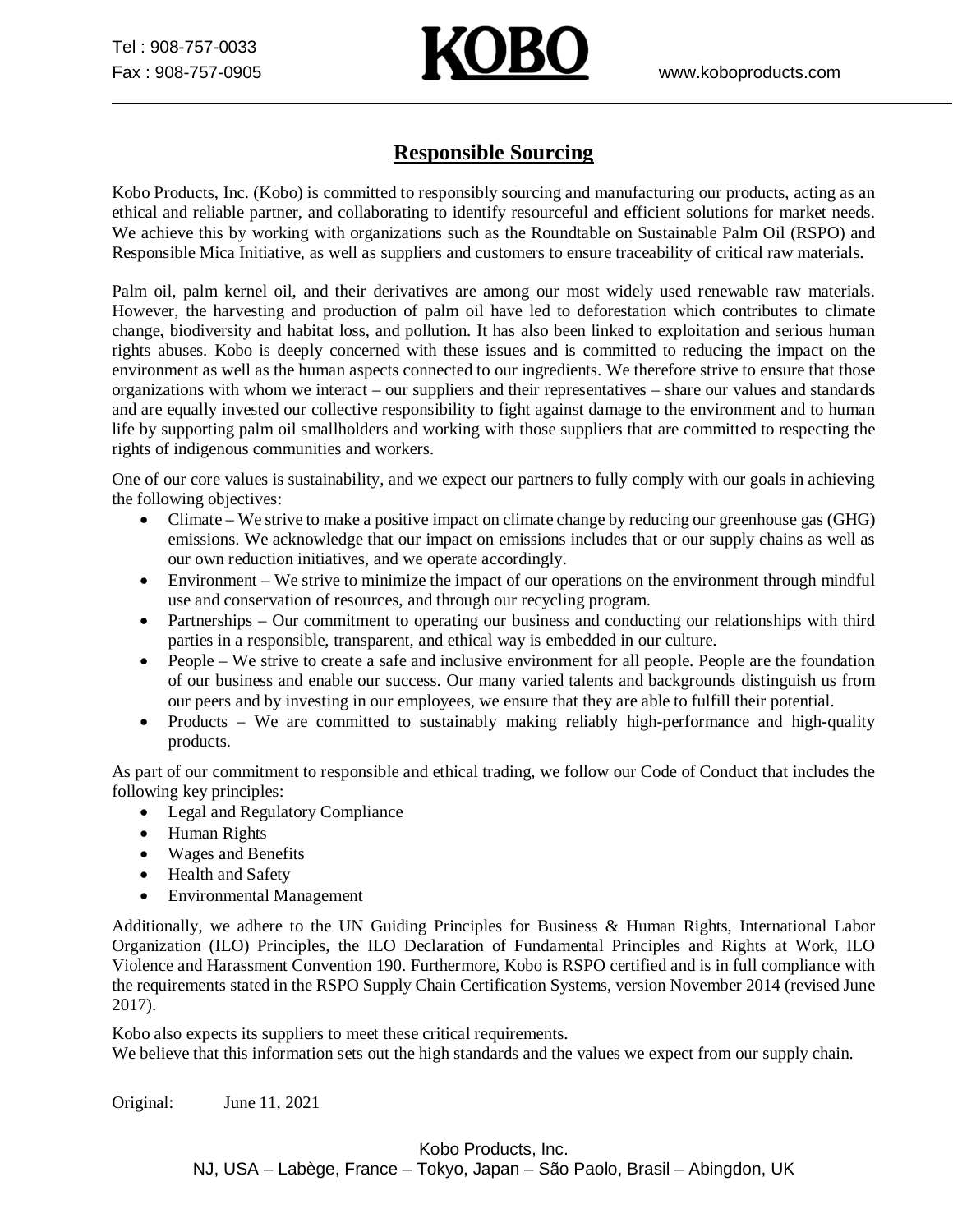Tel : 908-757-0033
Fax : 908-757-0905

**KOBO**

www.koboproducts.com

## Responsible Sourcing

Kobo Products, Inc. (Kobo) is committed to responsibly sourcing and manufacturing our products, acting as an ethical and reliable partner, and collaborating to identify resourceful and efficient solutions for market needs. We achieve this by working with organizations such as the Roundtable on Sustainable Palm Oil (RSPO) and Responsible Mica Initiative, as well as suppliers and customers to ensure traceability of critical raw materials.

Palm oil, palm kernel oil, and their derivatives are among our most widely used renewable raw materials. However, the harvesting and production of palm oil have led to deforestation which contributes to climate change, biodiversity and habitat loss, and pollution. It has also been linked to exploitation and serious human rights abuses. Kobo is deeply concerned with these issues and is committed to reducing the impact on the environment as well as the human aspects connected to our ingredients. We therefore strive to ensure that those organizations with whom we interact – our suppliers and their representatives – share our values and standards and are equally invested our collective responsibility to fight against damage to the environment and to human life by supporting palm oil smallholders and working with those suppliers that are committed to respecting the rights of indigenous communities and workers.

One of our core values is sustainability, and we expect our partners to fully comply with our goals in achieving the following objectives:

- Climate – We strive to make a positive impact on climate change by reducing our greenhouse gas (GHG) emissions. We acknowledge that our impact on emissions includes that or our supply chains as well as our own reduction initiatives, and we operate accordingly.
- Environment – We strive to minimize the impact of our operations on the environment through mindful use and conservation of resources, and through our recycling program.
- Partnerships – Our commitment to operating our business and conducting our relationships with third parties in a responsible, transparent, and ethical way is embedded in our culture.
- People – We strive to create a safe and inclusive environment for all people. People are the foundation of our business and enable our success. Our many varied talents and backgrounds distinguish us from our peers and by investing in our employees, we ensure that they are able to fulfill their potential.
- Products – We are committed to sustainably making reliably high-performance and high-quality products.

As part of our commitment to responsible and ethical trading, we follow our Code of Conduct that includes the following key principles:

- Legal and Regulatory Compliance
- Human Rights
- Wages and Benefits
- Health and Safety
- Environmental Management

Additionally, we adhere to the UN Guiding Principles for Business & Human Rights, International Labor Organization (ILO) Principles, the ILO Declaration of Fundamental Principles and Rights at Work, ILO Violence and Harassment Convention 190. Furthermore, Kobo is RSPO certified and is in full compliance with the requirements stated in the RSPO Supply Chain Certification Systems, version November 2014 (revised June 2017).

Kobo also expects its suppliers to meet these critical requirements.
We believe that this information sets out the high standards and the values we expect from our supply chain.

Original: June 11, 2021

Kobo Products, Inc.
NJ, USA – Labège, France – Tokyo, Japan – São Paolo, Brasil – Abingdon, UK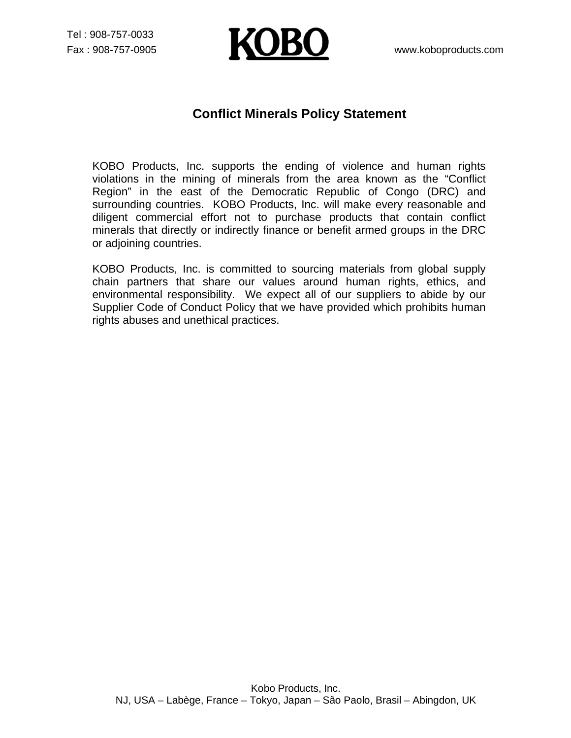# Conflict Minerals Policy Statement

KOBO Products, Inc. supports the ending of violence and human rights violations in the mining of minerals from the area known as the "Conflict Region" in the east of the Democratic Republic of Congo (DRC) and surrounding countries. KOBO Products, Inc. will make every reasonable and diligent commercial effort not to purchase products that contain conflict minerals that directly or indirectly finance or benefit armed groups in the DRC or adjoining countries.

KOBO Products, Inc. is committed to sourcing materials from global supply chain partners that share our values around human rights, ethics, and environmental responsibility. We expect all of our suppliers to abide by our Supplier Code of Conduct Policy that we have provided which prohibits human rights abuses and unethical practices.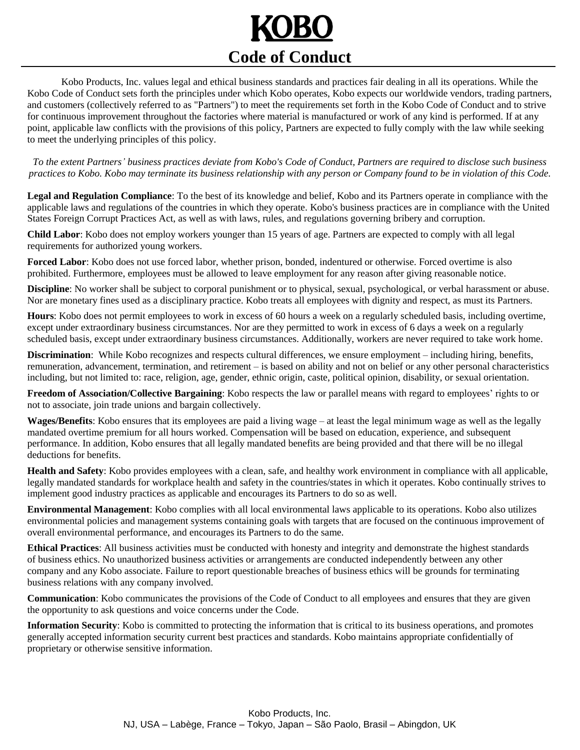# KOBO

## Code of Conduct

Kobo Products, Inc. values legal and ethical business standards and practices fair dealing in all its operations. While the Kobo Code of Conduct sets forth the principles under which Kobo operates, Kobo expects our worldwide vendors, trading partners, and customers (collectively referred to as "Partners") to meet the requirements set forth in the Kobo Code of Conduct and to strive for continuous improvement throughout the factories where material is manufactured or work of any kind is performed. If at any point, applicable law conflicts with the provisions of this policy, Partners are expected to fully comply with the law while seeking to meet the underlying principles of this policy.

*To the extent Partners' business practices deviate from Kobo's Code of Conduct, Partners are required to disclose such business practices to Kobo. Kobo may terminate its business relationship with any person or Company found to be in violation of this Code.*

**Legal and Regulation Compliance**: To the best of its knowledge and belief, Kobo and its Partners operate in compliance with the applicable laws and regulations of the countries in which they operate. Kobo's business practices are in compliance with the United States Foreign Corrupt Practices Act, as well as with laws, rules, and regulations governing bribery and corruption.

**Child Labor**: Kobo does not employ workers younger than 15 years of age. Partners are expected to comply with all legal requirements for authorized young workers.

**Forced Labor**: Kobo does not use forced labor, whether prison, bonded, indentured or otherwise. Forced overtime is also prohibited. Furthermore, employees must be allowed to leave employment for any reason after giving reasonable notice.

**Discipline**: No worker shall be subject to corporal punishment or to physical, sexual, psychological, or verbal harassment or abuse. Nor are monetary fines used as a disciplinary practice. Kobo treats all employees with dignity and respect, as must its Partners.

**Hours**: Kobo does not permit employees to work in excess of 60 hours a week on a regularly scheduled basis, including overtime, except under extraordinary business circumstances. Nor are they permitted to work in excess of 6 days a week on a regularly scheduled basis, except under extraordinary business circumstances. Additionally, workers are never required to take work home.

**Discrimination**: While Kobo recognizes and respects cultural differences, we ensure employment – including hiring, benefits, remuneration, advancement, termination, and retirement – is based on ability and not on belief or any other personal characteristics including, but not limited to: race, religion, age, gender, ethnic origin, caste, political opinion, disability, or sexual orientation.

**Freedom of Association/Collective Bargaining**: Kobo respects the law or parallel means with regard to employees' rights to or not to associate, join trade unions and bargain collectively.

**Wages/Benefits**: Kobo ensures that its employees are paid a living wage – at least the legal minimum wage as well as the legally mandated overtime premium for all hours worked. Compensation will be based on education, experience, and subsequent performance. In addition, Kobo ensures that all legally mandated benefits are being provided and that there will be no illegal deductions for benefits.

**Health and Safety**: Kobo provides employees with a clean, safe, and healthy work environment in compliance with all applicable, legally mandated standards for workplace health and safety in the countries/states in which it operates. Kobo continually strives to implement good industry practices as applicable and encourages its Partners to do so as well.

**Environmental Management**: Kobo complies with all local environmental laws applicable to its operations. Kobo also utilizes environmental policies and management systems containing goals with targets that are focused on the continuous improvement of overall environmental performance, and encourages its Partners to do the same.

**Ethical Practices**: All business activities must be conducted with honesty and integrity and demonstrate the highest standards of business ethics. No unauthorized business activities or arrangements are conducted independently between any other company and any Kobo associate. Failure to report questionable breaches of business ethics will be grounds for terminating business relations with any company involved.

**Communication**: Kobo communicates the provisions of the Code of Conduct to all employees and ensures that they are given the opportunity to ask questions and voice concerns under the Code.

**Information Security**: Kobo is committed to protecting the information that is critical to its business operations, and promotes generally accepted information security current best practices and standards. Kobo maintains appropriate confidentially of proprietary or otherwise sensitive information.

Kobo Products, Inc.
NJ, USA – Labège, France – Tokyo, Japan – São Paolo, Brasil – Abingdon, UK